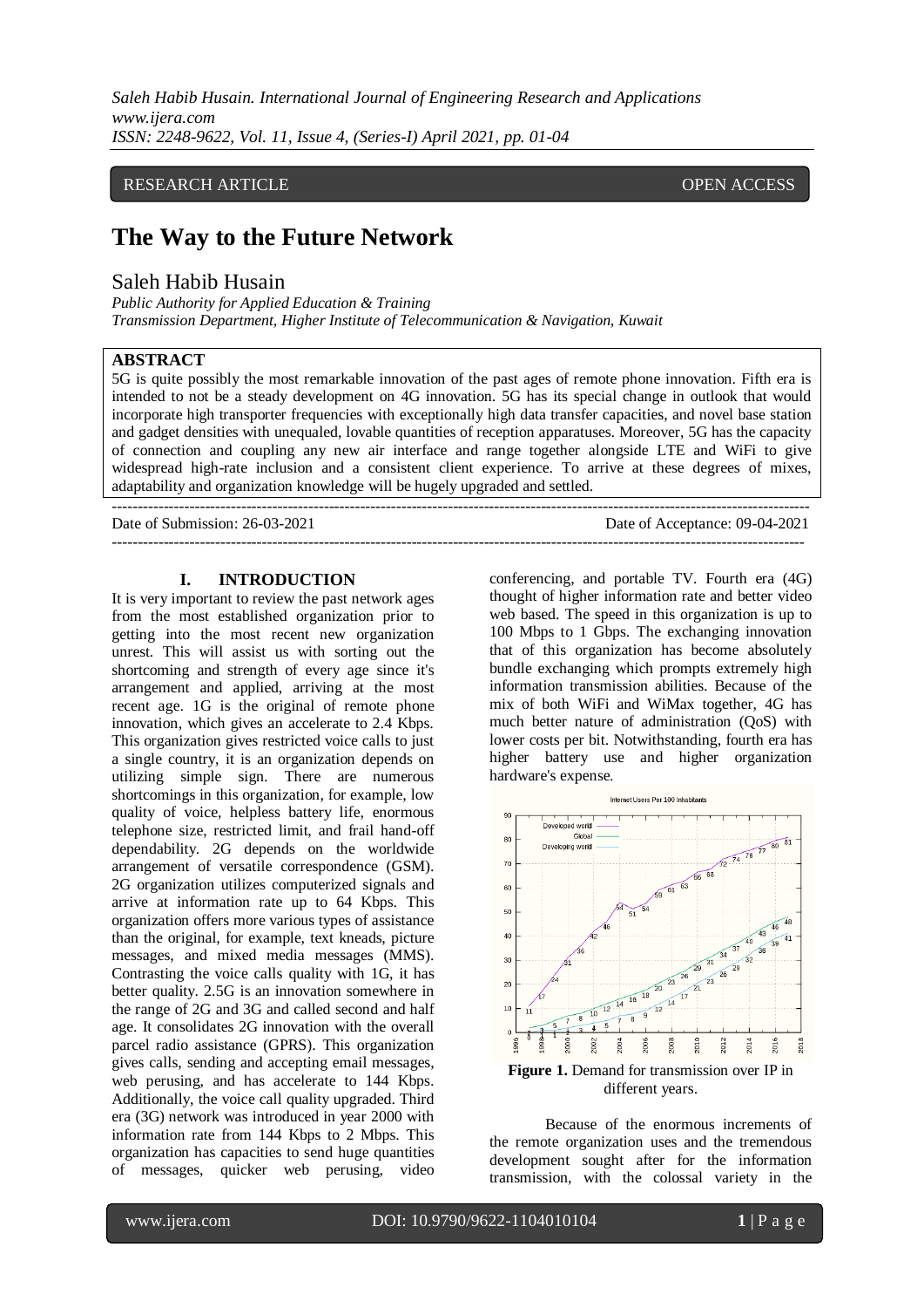RESEARCH ARTICLE OPEN ACCESS

# The Way to the Future Network

## Saleh Habib Husain

*Public Authority for Applied Education & Training*
*Transmission Department, Higher Institute of Telecommunication & Navigation, Kuwait*

**ABSTRACT**

5G is quite possibly the most remarkable innovation of the past ages of remote phone innovation. Fifth era is intended to not be a steady development on 4G innovation. 5G has its special change in outlook that would incorporate high transporter frequencies with exceptionally high data transfer capacities, and novel base station and gadget densities with unequaled, lovable quantities of reception apparatuses. Moreover, 5G has the capacity of connection and coupling any new air interface and range together alongside LTE and WiFi to give widespread high-rate inclusion and a consistent client experience. To arrive at these degrees of mixes, adaptability and organization knowledge will be hugely upgraded and settled.

---

Date of Submission: 26-03-2021 Date of Acceptance: 09-04-2021

---

## I. INTRODUCTION

It is very important to review the past network ages from the most established organization prior to getting into the most recent new organization unrest. This will assist us with sorting out the shortcoming and strength of every age since it's arrangement and applied, arriving at the most recent age. 1G is the original of remote phone innovation, which gives an accelerate to 2.4 Kbps. This organization gives restricted voice calls to just a single country, it is an organization depends on utilizing simple sign. There are numerous shortcomings in this organization, for example, low quality of voice, helpless battery life, enormous telephone size, restricted limit, and frail hand-off dependability. 2G depends on the worldwide arrangement of versatile correspondence (GSM). 2G organization utilizes computerized signals and arrive at information rate up to 64 Kbps. This organization offers more various types of assistance than the original, for example, text kneads, picture messages, and mixed media messages (MMS). Contrasting the voice calls quality with 1G, it has better quality. 2.5G is an innovation somewhere in the range of 2G and 3G and called second and half age. It consolidates 2G innovation with the overall parcel radio assistance (GPRS). This organization gives calls, sending and accepting email messages, web perusing, and has accelerate to 144 Kbps. Additionally, the voice call quality upgraded. Third era (3G) network was introduced in year 2000 with information rate from 144 Kbps to 2 Mbps. This organization has capacities to send huge quantities of messages, quicker web perusing, video conferencing, and portable TV. Fourth era (4G) thought of higher information rate and better video web based. The speed in this organization is up to 100 Mbps to 1 Gbps. The exchanging innovation that of this organization has become absolutely bundle exchanging which prompts extremely high information transmission abilities. Because of the mix of both WiFi and WiMax together, 4G has much better nature of administration (QoS) with lower costs per bit. Notwithstanding, fourth era has higher battery use and higher organization hardware's expense.

**Figure 1.** Demand for transmission over IP in different years.

Because of the enormous increments of the remote organization uses and the tremendous development sought after for the information transmission, with the colossal variety in the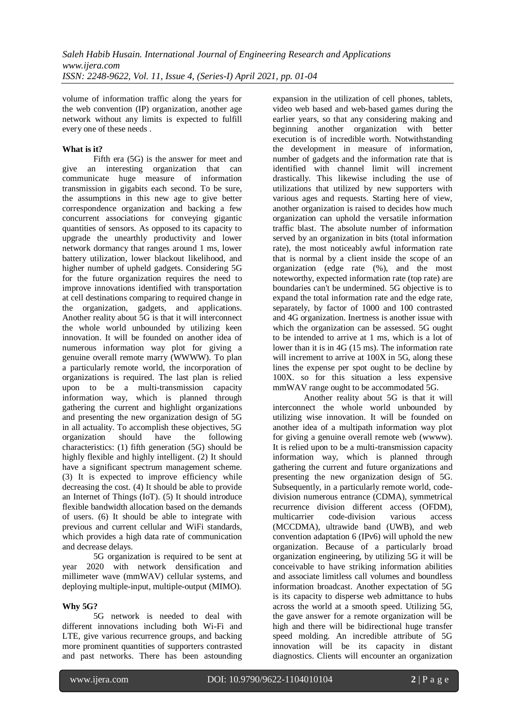volume of information traffic along the years for the web convention (IP) organization, another age network without any limits is expected to fulfill every one of these needs .

**What is it?**

Fifth era (5G) is the answer for meet and give an interesting organization that can communicate huge measure of information transmission in gigabits each second. To be sure, the assumptions in this new age to give better correspondence organization and backing a few concurrent associations for conveying gigantic quantities of sensors. As opposed to its capacity to upgrade the unearthly productivity and lower network dormancy that ranges around 1 ms, lower battery utilization, lower blackout likelihood, and higher number of upheld gadgets. Considering 5G for the future organization requires the need to improve innovations identified with transportation at cell destinations comparing to required change in the organization, gadgets, and applications. Another reality about 5G is that it will interconnect the whole world unbounded by utilizing keen innovation. It will be founded on another idea of numerous information way plot for giving a genuine overall remote marry (WWWW). To plan a particularly remote world, the incorporation of organizations is required. The last plan is relied upon to be a multi-transmission capacity information way, which is planned through gathering the current and highlight organizations and presenting the new organization design of 5G in all actuality. To accomplish these objectives, 5G organization should have the following characteristics: (1) fifth generation (5G) should be highly flexible and highly intelligent. (2) It should have a significant spectrum management scheme. (3) It is expected to improve efficiency while decreasing the cost. (4) It should be able to provide an Internet of Things (IoT). (5) It should introduce flexible bandwidth allocation based on the demands of users. (6) It should be able to integrate with previous and current cellular and WiFi standards, which provides a high data rate of communication and decrease delays.

5G organization is required to be sent at year 2020 with network densification and millimeter wave (mmWAV) cellular systems, and deploying multiple-input, multiple-output (MIMO).

**Why 5G?**

5G network is needed to deal with different innovations including both Wi-Fi and LTE, give various recurrence groups, and backing more prominent quantities of supporters contrasted and past networks. There has been astounding expansion in the utilization of cell phones, tablets, video web based and web-based games during the earlier years, so that any considering making and beginning another organization with better execution is of incredible worth. Notwithstanding the development in measure of information, number of gadgets and the information rate that is identified with channel limit will increment drastically. This likewise including the use of utilizations that utilized by new supporters with various ages and requests. Starting here of view, another organization is raised to decides how much organization can uphold the versatile information traffic blast. The absolute number of information served by an organization in bits (total information rate), the most noticeably awful information rate that is normal by a client inside the scope of an organization (edge rate (%), and the most noteworthy, expected information rate (top rate) are boundaries can't be undermined. 5G objective is to expand the total information rate and the edge rate, separately, by factor of 1000 and 100 contrasted and 4G organization. Inertness is another issue with which the organization can be assessed. 5G ought to be intended to arrive at 1 ms, which is a lot of lower than it is in 4G (15 ms). The information rate will increment to arrive at 100X in 5G, along these lines the expense per spot ought to be decline by 100X. so for this situation a less expensive mmWAV range ought to be accommodated 5G.

Another reality about 5G is that it will interconnect the whole world unbounded by utilizing wise innovation. It will be founded on another idea of a multipath information way plot for giving a genuine overall remote web (wwww). It is relied upon to be a multi-transmission capacity information way, which is planned through gathering the current and future organizations and presenting the new organization design of 5G. Subsequently, in a particularly remote world, code-division numerous entrance (CDMA), symmetrical recurrence division different access (OFDM), multicarrier code-division various access (MCCDMA), ultrawide band (UWB), and web convention adaptation 6 (IPv6) will uphold the new organization. Because of a particularly broad organization engineering, by utilizing 5G it will be conceivable to have striking information abilities and associate limitless call volumes and boundless information broadcast. Another expectation of 5G is its capacity to disperse web admittance to hubs across the world at a smooth speed. Utilizing 5G, the gave answer for a remote organization will be high and there will be bidirectional huge transfer speed molding. An incredible attribute of 5G innovation will be its capacity in distant diagnostics. Clients will encounter an organization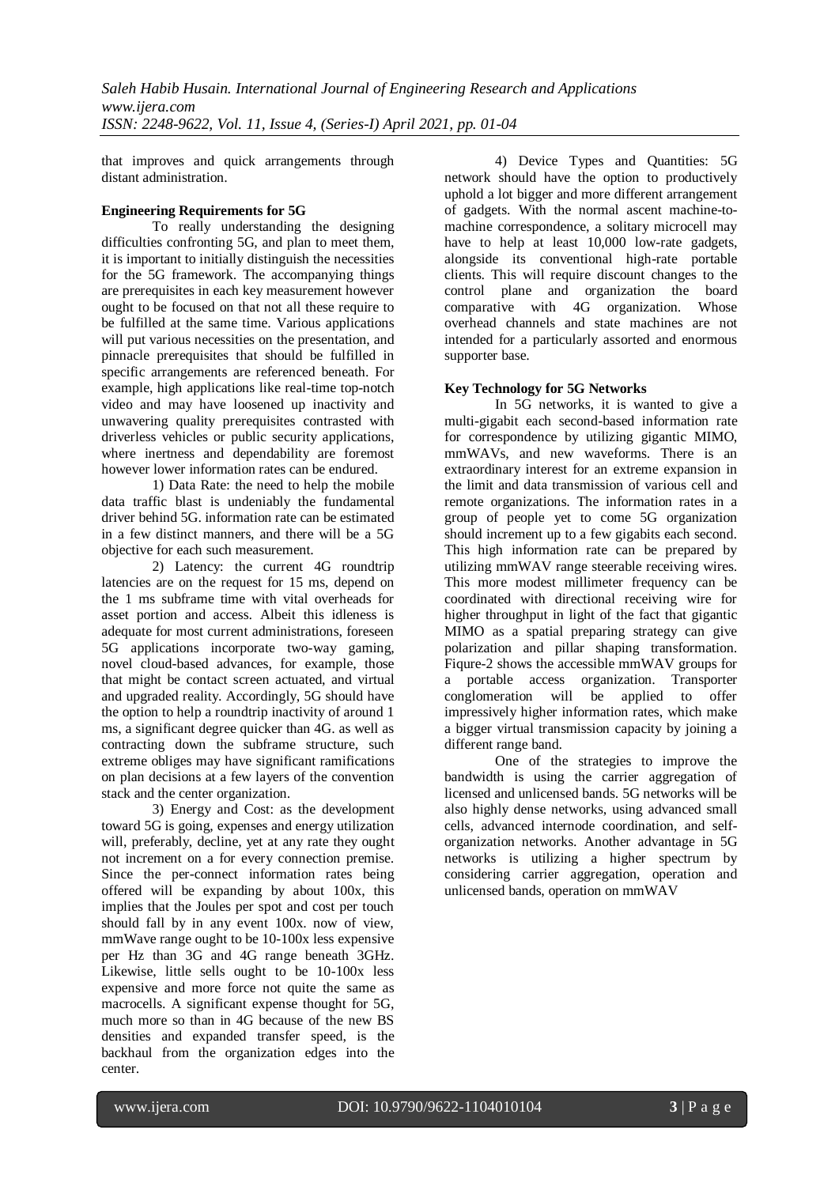that improves and quick arrangements through distant administration.

**Engineering Requirements for 5G**

To really understanding the designing difficulties confronting 5G, and plan to meet them, it is important to initially distinguish the necessities for the 5G framework. The accompanying things are prerequisites in each key measurement however ought to be focused on that not all these require to be fulfilled at the same time. Various applications will put various necessities on the presentation, and pinnacle prerequisites that should be fulfilled in specific arrangements are referenced beneath. For example, high applications like real-time top-notch video and may have loosened up inactivity and unwavering quality prerequisites contrasted with driverless vehicles or public security applications, where inertness and dependability are foremost however lower information rates can be endured.

1) Data Rate: the need to help the mobile data traffic blast is undeniably the fundamental driver behind 5G. information rate can be estimated in a few distinct manners, and there will be a 5G objective for each such measurement.

2) Latency: the current 4G roundtrip latencies are on the request for 15 ms, depend on the 1 ms subframe time with vital overheads for asset portion and access. Albeit this idleness is adequate for most current administrations, foreseen 5G applications incorporate two-way gaming, novel cloud-based advances, for example, those that might be contact screen actuated, and virtual and upgraded reality. Accordingly, 5G should have the option to help a roundtrip inactivity of around 1 ms, a significant degree quicker than 4G. as well as contracting down the subframe structure, such extreme obliges may have significant ramifications on plan decisions at a few layers of the convention stack and the center organization.

3) Energy and Cost: as the development toward 5G is going, expenses and energy utilization will, preferably, decline, yet at any rate they ought not increment on a for every connection premise. Since the per-connect information rates being offered will be expanding by about 100x, this implies that the Joules per spot and cost per touch should fall by in any event 100x. now of view, mmWave range ought to be 10-100x less expensive per Hz than 3G and 4G range beneath 3GHz. Likewise, little sells ought to be 10-100x less expensive and more force not quite the same as macrocells. A significant expense thought for 5G, much more so than in 4G because of the new BS densities and expanded transfer speed, is the backhaul from the organization edges into the center.

4) Device Types and Quantities: 5G network should have the option to productively uphold a lot bigger and more different arrangement of gadgets. With the normal ascent machine-to-machine correspondence, a solitary microcell may have to help at least 10,000 low-rate gadgets, alongside its conventional high-rate portable clients. This will require discount changes to the control plane and organization the board comparative with 4G organization. Whose overhead channels and state machines are not intended for a particularly assorted and enormous supporter base.

**Key Technology for 5G Networks**

In 5G networks, it is wanted to give a multi-gigabit each second-based information rate for correspondence by utilizing gigantic MIMO, mmWAVs, and new waveforms. There is an extraordinary interest for an extreme expansion in the limit and data transmission of various cell and remote organizations. The information rates in a group of people yet to come 5G organization should increment up to a few gigabits each second. This high information rate can be prepared by utilizing mmWAV range steerable receiving wires. This more modest millimeter frequency can be coordinated with directional receiving wire for higher throughput in light of the fact that gigantic MIMO as a spatial preparing strategy can give polarization and pillar shaping transformation. Fiqure-2 shows the accessible mmWAV groups for a portable access organization. Transporter conglomeration will be applied to offer impressively higher information rates, which make a bigger virtual transmission capacity by joining a different range band.

One of the strategies to improve the bandwidth is using the carrier aggregation of licensed and unlicensed bands. 5G networks will be also highly dense networks, using advanced small cells, advanced internode coordination, and self-organization networks. Another advantage in 5G networks is utilizing a higher spectrum by considering carrier aggregation, operation and unlicensed bands, operation on mmWAV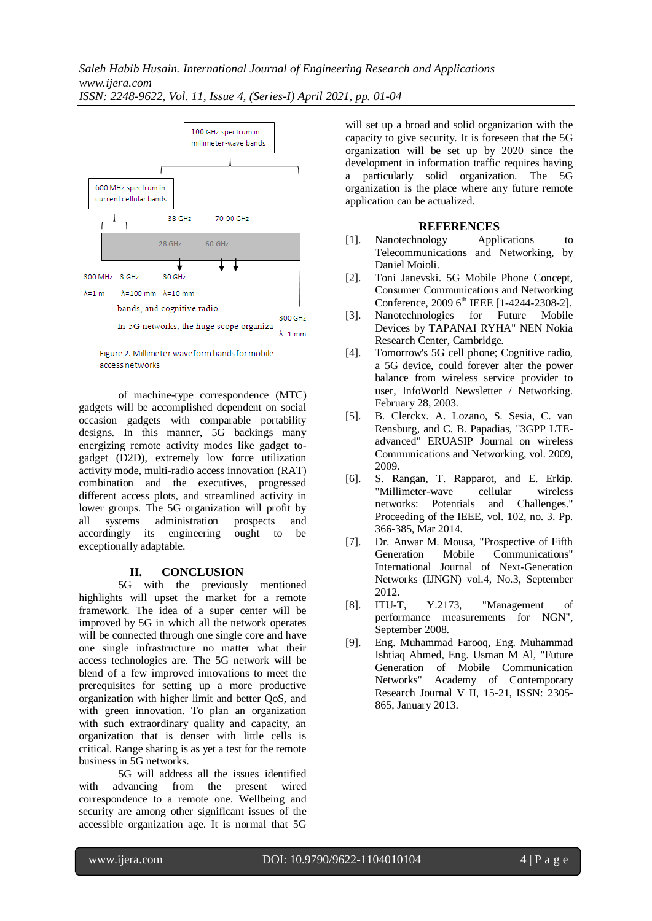100 GHz spectrum in millimeter-wave bands

600 MHz spectrum in current cellular bands

38 GHz

70-90 GHz

28 GHz

60 GHz

300 MHz

3 GHz

30 GHz

λ=1 m

λ=100 mm

λ=10 mm

bands, and cognitive radio.

In 5G networks, the huge scope organiza

300 GHz

λ=1 mm

Figure 2. Millimeter waveform bands for mobile access networks

of machine-type correspondence (MTC) gadgets will be accomplished dependent on social occasion gadgets with comparable portability designs. In this manner, 5G backings many energizing remote activity modes like gadget to-gadget (D2D), extremely low force utilization activity mode, multi-radio access innovation (RAT) combination and the executives, progressed different access plots, and streamlined activity in lower groups. The 5G organization will profit by all systems administration prospects and accordingly its engineering ought to be exceptionally adaptable.

## II. CONCLUSION

5G with the previously mentioned highlights will upset the market for a remote framework. The idea of a super center will be improved by 5G in which all the network operates will be connected through one single core and have one single infrastructure no matter what their access technologies are. The 5G network will be blend of a few improved innovations to meet the prerequisites for setting up a more productive organization with higher limit and better QoS, and with green innovation. To plan an organization with such extraordinary quality and capacity, an organization that is denser with little cells is critical. Range sharing is as yet a test for the remote business in 5G networks.

5G will address all the issues identified with advancing from the present wired correspondence to a remote one. Wellbeing and security are among other significant issues of the accessible organization age. It is normal that 5G will set up a broad and solid organization with the capacity to give security. It is foreseen that the 5G organization will be set up by 2020 since the development in information traffic requires having a particularly solid organization. The 5G organization is the place where any future remote application can be actualized.

## REFERENCES

[1]. Nanotechnology Applications to Telecommunications and Networking, by Daniel Moioli.

[2]. Toni Janevski. 5G Mobile Phone Concept, Consumer Communications and Networking Conference, 2009 6th IEEE [1-4244-2308-2].

[3]. Nanotechnologies for Future Mobile Devices by TAPANAI RYHA NEN Nokia Research Center, Cambridge.

[4]. Tomorrow's 5G cell phone; Cognitive radio, a 5G device, could forever alter the power balance from wireless service provider to user, InfoWorld Newsletter / Networking. February 28, 2003.

[5]. B. Clerckx. A. Lozano, S. Sesia, C. van Rensburg, and C. B. Papadias, "3GPP LTE-advanced" ERUASIP Journal on wireless Communications and Networking, vol. 2009, 2009.

[6]. S. Rangan, T. Rapparot, and E. Erkip. "Millimeter-wave cellular wireless networks: Potentials and Challenges." Proceeding of the IEEE, vol. 102, no. 3. Pp. 366-385, Mar 2014.

[7]. Dr. Anwar M. Mousa, "Prospective of Fifth Generation Mobile Communications" International Journal of Next-Generation Networks (IJNGN) vol.4, No.3, September 2012.

[8]. ITU-T, Y.2173, "Management of performance measurements for NGN", September 2008.

[9]. Eng. Muhammad Farooq, Eng. Muhammad Ishtiaq Ahmed, Eng. Usman M Al, "Future Generation of Mobile Communication Networks" Academy of Contemporary Research Journal V II, 15-21, ISSN: 2305-865, January 2013.